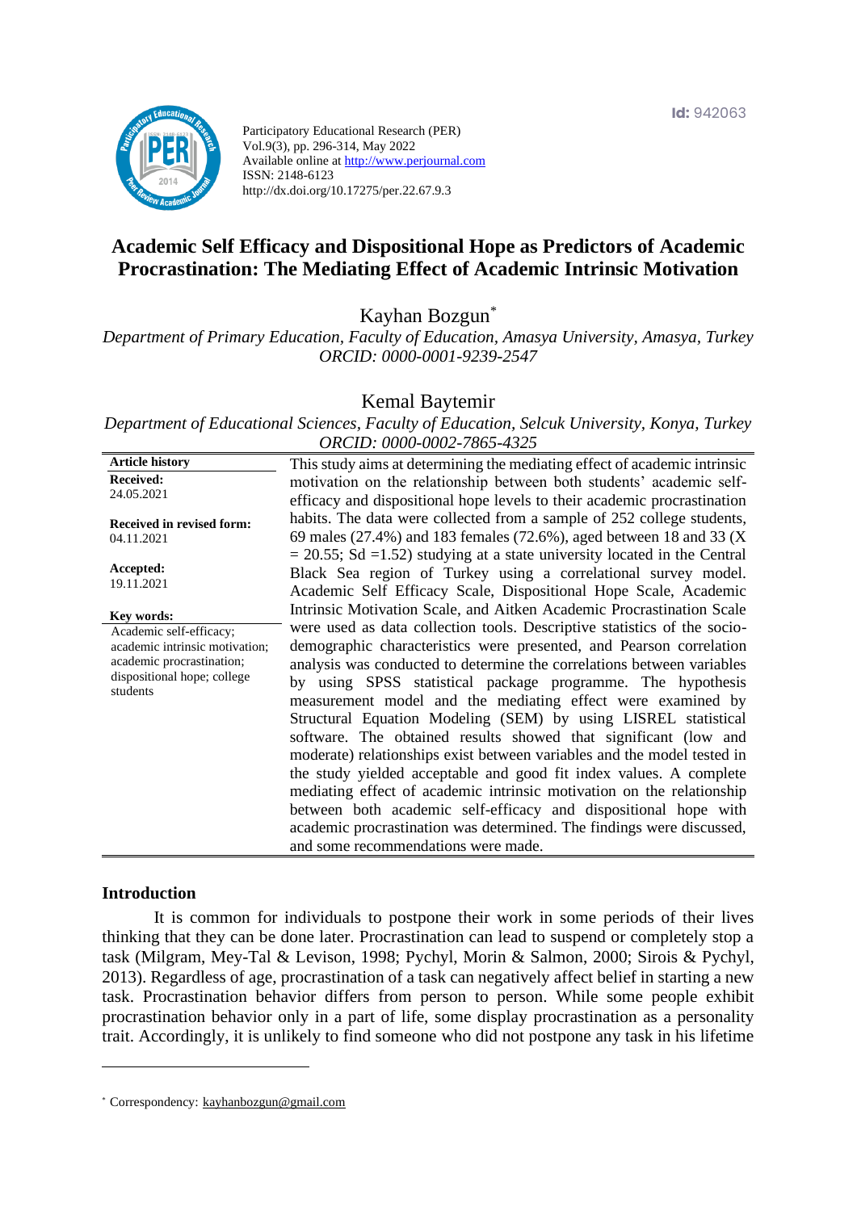Id: 942063

Participatory Educational Research (PER)
Vol.9(3), pp. 296-314, May 2022
Available online at http://www.perjournal.com
ISSN: 2148-6123
http://dx.doi.org/10.17275/per.22.67.9.3

# Academic Self Efficacy and Dispositional Hope as Predictors of Academic Procrastination: The Mediating Effect of Academic Intrinsic Motivation

Kayhan Bozgun*

*Department of Primary Education, Faculty of Education, Amasya University, Amasya, Turkey*
*ORCID: 0000-0001-9239-2547*

Kemal Baytemir

*Department of Educational Sciences, Faculty of Education, Selcuk University, Konya, Turkey*
*ORCID: 0000-0002-7865-4325*

**Article history**

**Received:**
24.05.2021

**Received in revised form:**
04.11.2021

**Accepted:**
19.11.2021

**Key words:**
Academic self-efficacy; academic intrinsic motivation; academic procrastination; dispositional hope; college students

This study aims at determining the mediating effect of academic intrinsic motivation on the relationship between both students' academic self-efficacy and dispositional hope levels to their academic procrastination habits. The data were collected from a sample of 252 college students, 69 males (27.4%) and 183 females (72.6%), aged between 18 and 33 ($\bar{X}$ = 20.55; Sd =1.52) studying at a state university located in the Central Black Sea region of Turkey using a correlational survey model. Academic Self Efficacy Scale, Dispositional Hope Scale, Academic Intrinsic Motivation Scale, and Aitken Academic Procrastination Scale were used as data collection tools. Descriptive statistics of the socio-demographic characteristics were presented, and Pearson correlation analysis was conducted to determine the correlations between variables by using SPSS statistical package programme. The hypothesis measurement model and the mediating effect were examined by Structural Equation Modeling (SEM) by using LISREL statistical software. The obtained results showed that significant (low and moderate) relationships exist between variables and the model tested in the study yielded acceptable and good fit index values. A complete mediating effect of academic intrinsic motivation on the relationship between both academic self-efficacy and dispositional hope with academic procrastination was determined. The findings were discussed, and some recommendations were made.

## Introduction

It is common for individuals to postpone their work in some periods of their lives thinking that they can be done later. Procrastination can lead to suspend or completely stop a task (Milgram, Mey-Tal & Levison, 1998; Pychyl, Morin & Salmon, 2000; Sirois & Pychyl, 2013). Regardless of age, procrastination of a task can negatively affect belief in starting a new task. Procrastination behavior differs from person to person. While some people exhibit procrastination behavior only in a part of life, some display procrastination as a personality trait. Accordingly, it is unlikely to find someone who did not postpone any task in his lifetime

* Correspondency: kayhanbozgun@gmail.com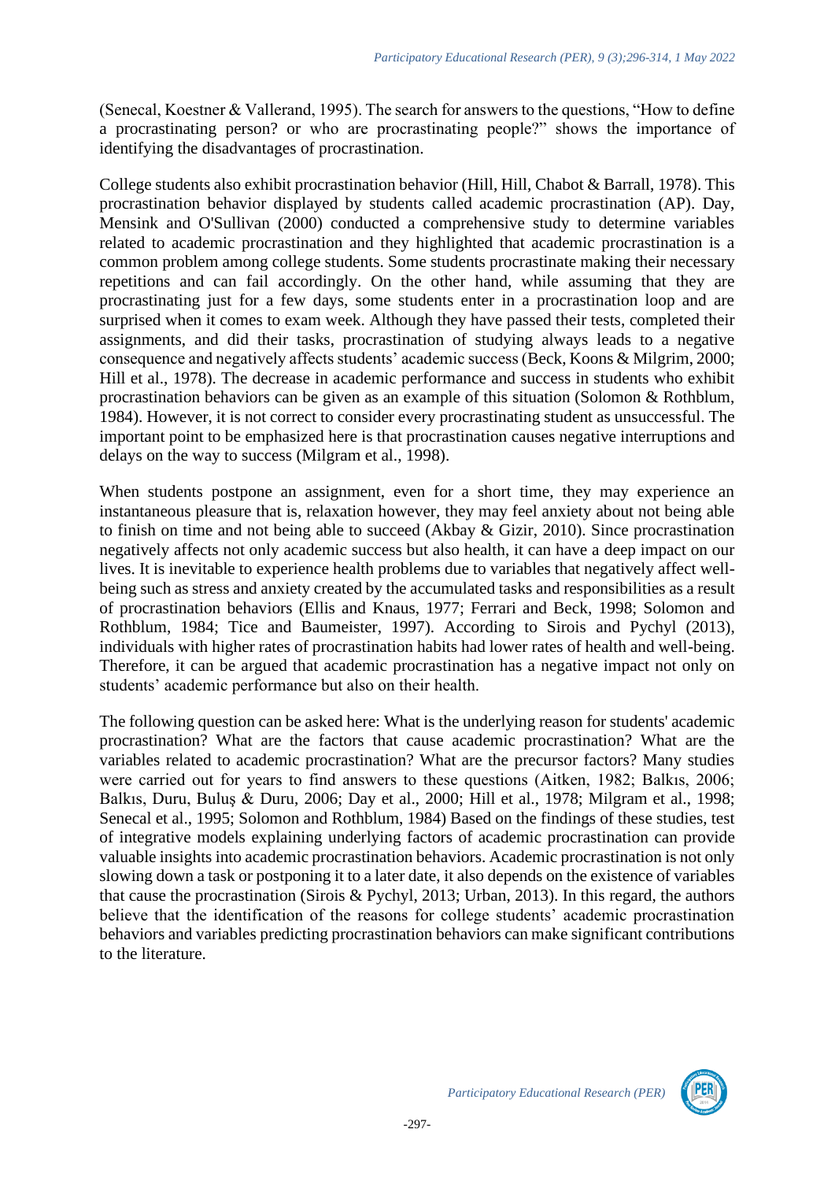(Senecal, Koestner & Vallerand, 1995). The search for answers to the questions, "How to define a procrastinating person? or who are procrastinating people?" shows the importance of identifying the disadvantages of procrastination.

College students also exhibit procrastination behavior (Hill, Hill, Chabot & Barrall, 1978). This procrastination behavior displayed by students called academic procrastination (AP). Day, Mensink and O'Sullivan (2000) conducted a comprehensive study to determine variables related to academic procrastination and they highlighted that academic procrastination is a common problem among college students. Some students procrastinate making their necessary repetitions and can fail accordingly. On the other hand, while assuming that they are procrastinating just for a few days, some students enter in a procrastination loop and are surprised when it comes to exam week. Although they have passed their tests, completed their assignments, and did their tasks, procrastination of studying always leads to a negative consequence and negatively affects students' academic success (Beck, Koons & Milgrim, 2000; Hill et al., 1978). The decrease in academic performance and success in students who exhibit procrastination behaviors can be given as an example of this situation (Solomon & Rothblum, 1984). However, it is not correct to consider every procrastinating student as unsuccessful. The important point to be emphasized here is that procrastination causes negative interruptions and delays on the way to success (Milgram et al., 1998).

When students postpone an assignment, even for a short time, they may experience an instantaneous pleasure that is, relaxation however, they may feel anxiety about not being able to finish on time and not being able to succeed (Akbay & Gizir, 2010). Since procrastination negatively affects not only academic success but also health, it can have a deep impact on our lives. It is inevitable to experience health problems due to variables that negatively affect well-being such as stress and anxiety created by the accumulated tasks and responsibilities as a result of procrastination behaviors (Ellis and Knaus, 1977; Ferrari and Beck, 1998; Solomon and Rothblum, 1984; Tice and Baumeister, 1997). According to Sirois and Pychyl (2013), individuals with higher rates of procrastination habits had lower rates of health and well-being. Therefore, it can be argued that academic procrastination has a negative impact not only on students' academic performance but also on their health.

The following question can be asked here: What is the underlying reason for students' academic procrastination? What are the factors that cause academic procrastination? What are the variables related to academic procrastination? What are the precursor factors? Many studies were carried out for years to find answers to these questions (Aitken, 1982; Balkıs, 2006; Balkıs, Duru, Buluş & Duru, 2006; Day et al., 2000; Hill et al., 1978; Milgram et al., 1998; Senecal et al., 1995; Solomon and Rothblum, 1984) Based on the findings of these studies, test of integrative models explaining underlying factors of academic procrastination can provide valuable insights into academic procrastination behaviors. Academic procrastination is not only slowing down a task or postponing it to a later date, it also depends on the existence of variables that cause the procrastination (Sirois & Pychyl, 2013; Urban, 2013). In this regard, the authors believe that the identification of the reasons for college students' academic procrastination behaviors and variables predicting procrastination behaviors can make significant contributions to the literature.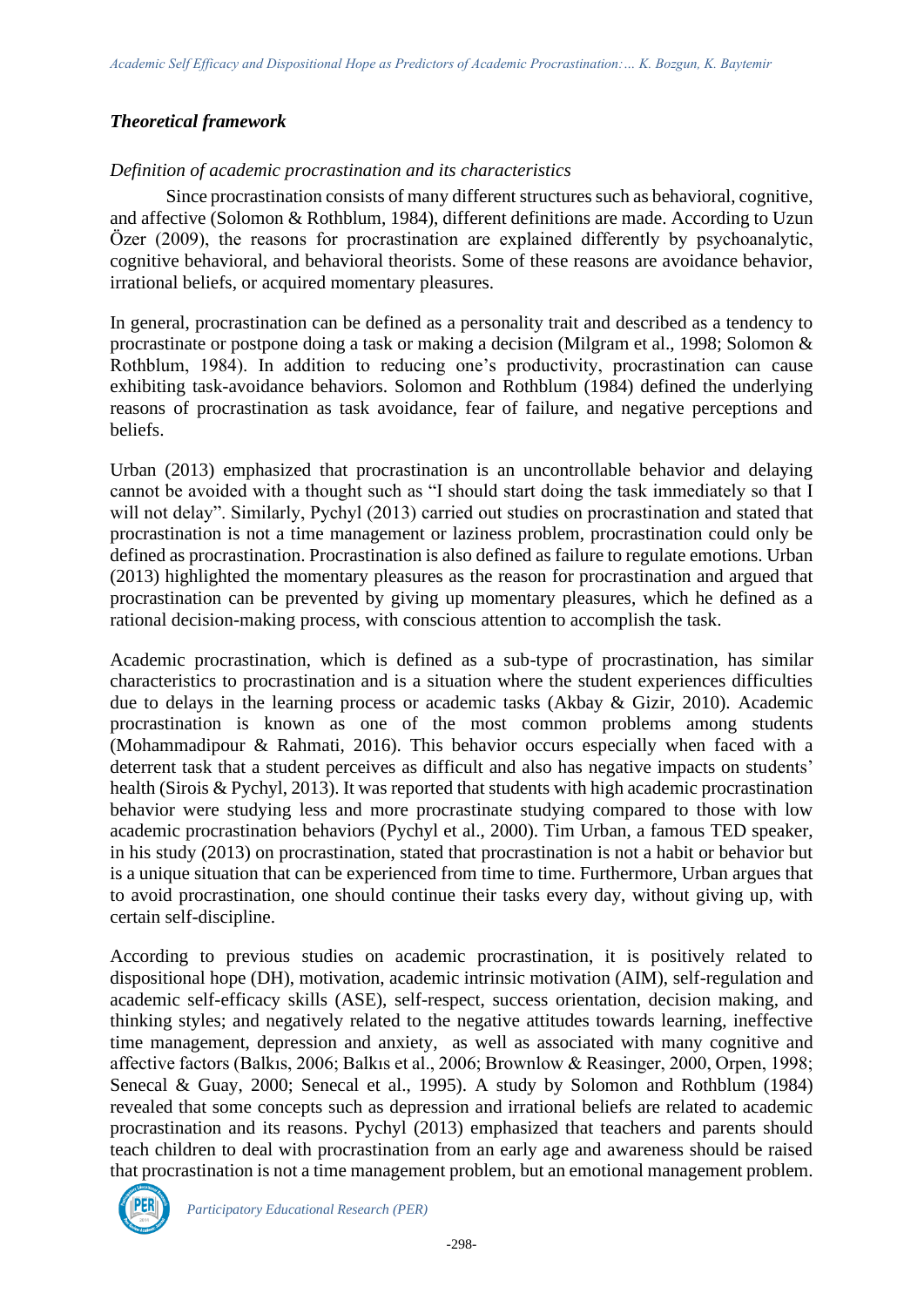### *Theoretical framework*

*Definition of academic procrastination and its characteristics*

Since procrastination consists of many different structures such as behavioral, cognitive, and affective (Solomon & Rothblum, 1984), different definitions are made. According to Uzun Özer (2009), the reasons for procrastination are explained differently by psychoanalytic, cognitive behavioral, and behavioral theorists. Some of these reasons are avoidance behavior, irrational beliefs, or acquired momentary pleasures.

In general, procrastination can be defined as a personality trait and described as a tendency to procrastinate or postpone doing a task or making a decision (Milgram et al., 1998; Solomon & Rothblum, 1984). In addition to reducing one's productivity, procrastination can cause exhibiting task-avoidance behaviors. Solomon and Rothblum (1984) defined the underlying reasons of procrastination as task avoidance, fear of failure, and negative perceptions and beliefs.

Urban (2013) emphasized that procrastination is an uncontrollable behavior and delaying cannot be avoided with a thought such as "I should start doing the task immediately so that I will not delay". Similarly, Pychyl (2013) carried out studies on procrastination and stated that procrastination is not a time management or laziness problem, procrastination could only be defined as procrastination. Procrastination is also defined as failure to regulate emotions. Urban (2013) highlighted the momentary pleasures as the reason for procrastination and argued that procrastination can be prevented by giving up momentary pleasures, which he defined as a rational decision-making process, with conscious attention to accomplish the task.

Academic procrastination, which is defined as a sub-type of procrastination, has similar characteristics to procrastination and is a situation where the student experiences difficulties due to delays in the learning process or academic tasks (Akbay & Gizir, 2010). Academic procrastination is known as one of the most common problems among students (Mohammadipour & Rahmati, 2016). This behavior occurs especially when faced with a deterrent task that a student perceives as difficult and also has negative impacts on students' health (Sirois & Pychyl, 2013). It was reported that students with high academic procrastination behavior were studying less and more procrastinate studying compared to those with low academic procrastination behaviors (Pychyl et al., 2000). Tim Urban, a famous TED speaker, in his study (2013) on procrastination, stated that procrastination is not a habit or behavior but is a unique situation that can be experienced from time to time. Furthermore, Urban argues that to avoid procrastination, one should continue their tasks every day, without giving up, with certain self-discipline.

According to previous studies on academic procrastination, it is positively related to dispositional hope (DH), motivation, academic intrinsic motivation (AIM), self-regulation and academic self-efficacy skills (ASE), self-respect, success orientation, decision making, and thinking styles; and negatively related to the negative attitudes towards learning, ineffective time management, depression and anxiety, as well as associated with many cognitive and affective factors (Balkıs, 2006; Balkıs et al., 2006; Brownlow & Reasinger, 2000, Orpen, 1998; Senecal & Guay, 2000; Senecal et al., 1995). A study by Solomon and Rothblum (1984) revealed that some concepts such as depression and irrational beliefs are related to academic procrastination and its reasons. Pychyl (2013) emphasized that teachers and parents should teach children to deal with procrastination from an early age and awareness should be raised that procrastination is not a time management problem, but an emotional management problem.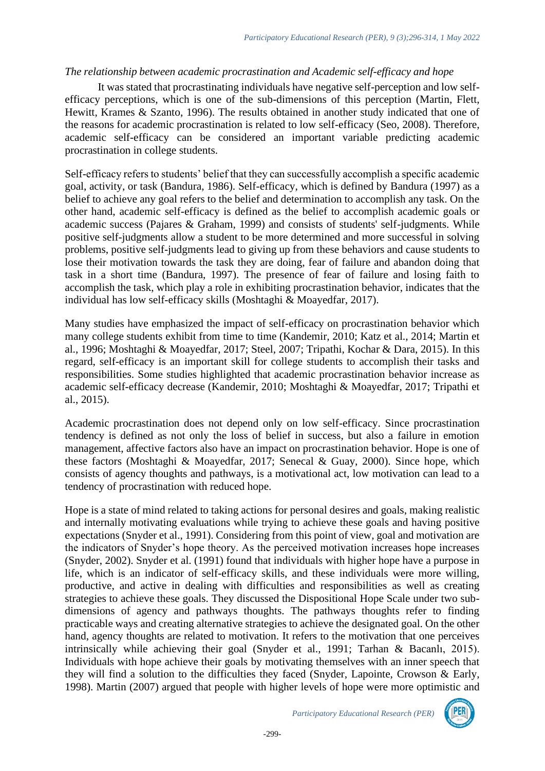*The relationship between academic procrastination and Academic self-efficacy and hope*

It was stated that procrastinating individuals have negative self-perception and low self-efficacy perceptions, which is one of the sub-dimensions of this perception (Martin, Flett, Hewitt, Krames & Szanto, 1996). The results obtained in another study indicated that one of the reasons for academic procrastination is related to low self-efficacy (Seo, 2008). Therefore, academic self-efficacy can be considered an important variable predicting academic procrastination in college students.

Self-efficacy refers to students' belief that they can successfully accomplish a specific academic goal, activity, or task (Bandura, 1986). Self-efficacy, which is defined by Bandura (1997) as a belief to achieve any goal refers to the belief and determination to accomplish any task. On the other hand, academic self-efficacy is defined as the belief to accomplish academic goals or academic success (Pajares & Graham, 1999) and consists of students' self-judgments. While positive self-judgments allow a student to be more determined and more successful in solving problems, positive self-judgments lead to giving up from these behaviors and cause students to lose their motivation towards the task they are doing, fear of failure and abandon doing that task in a short time (Bandura, 1997). The presence of fear of failure and losing faith to accomplish the task, which play a role in exhibiting procrastination behavior, indicates that the individual has low self-efficacy skills (Moshtaghi & Moayedfar, 2017).

Many studies have emphasized the impact of self-efficacy on procrastination behavior which many college students exhibit from time to time (Kandemir, 2010; Katz et al., 2014; Martin et al., 1996; Moshtaghi & Moayedfar, 2017; Steel, 2007; Tripathi, Kochar & Dara, 2015). In this regard, self-efficacy is an important skill for college students to accomplish their tasks and responsibilities. Some studies highlighted that academic procrastination behavior increase as academic self-efficacy decrease (Kandemir, 2010; Moshtaghi & Moayedfar, 2017; Tripathi et al., 2015).

Academic procrastination does not depend only on low self-efficacy. Since procrastination tendency is defined as not only the loss of belief in success, but also a failure in emotion management, affective factors also have an impact on procrastination behavior. Hope is one of these factors (Moshtaghi & Moayedfar, 2017; Senecal & Guay, 2000). Since hope, which consists of agency thoughts and pathways, is a motivational act, low motivation can lead to a tendency of procrastination with reduced hope.

Hope is a state of mind related to taking actions for personal desires and goals, making realistic and internally motivating evaluations while trying to achieve these goals and having positive expectations (Snyder et al., 1991). Considering from this point of view, goal and motivation are the indicators of Snyder's hope theory. As the perceived motivation increases hope increases (Snyder, 2002). Snyder et al. (1991) found that individuals with higher hope have a purpose in life, which is an indicator of self-efficacy skills, and these individuals were more willing, productive, and active in dealing with difficulties and responsibilities as well as creating strategies to achieve these goals. They discussed the Dispositional Hope Scale under two sub-dimensions of agency and pathways thoughts. The pathways thoughts refer to finding practicable ways and creating alternative strategies to achieve the designated goal. On the other hand, agency thoughts are related to motivation. It refers to the motivation that one perceives intrinsically while achieving their goal (Snyder et al., 1991; Tarhan & Bacanlı, 2015). Individuals with hope achieve their goals by motivating themselves with an inner speech that they will find a solution to the difficulties they faced (Snyder, Lapointe, Crowson & Early, 1998). Martin (2007) argued that people with higher levels of hope were more optimistic and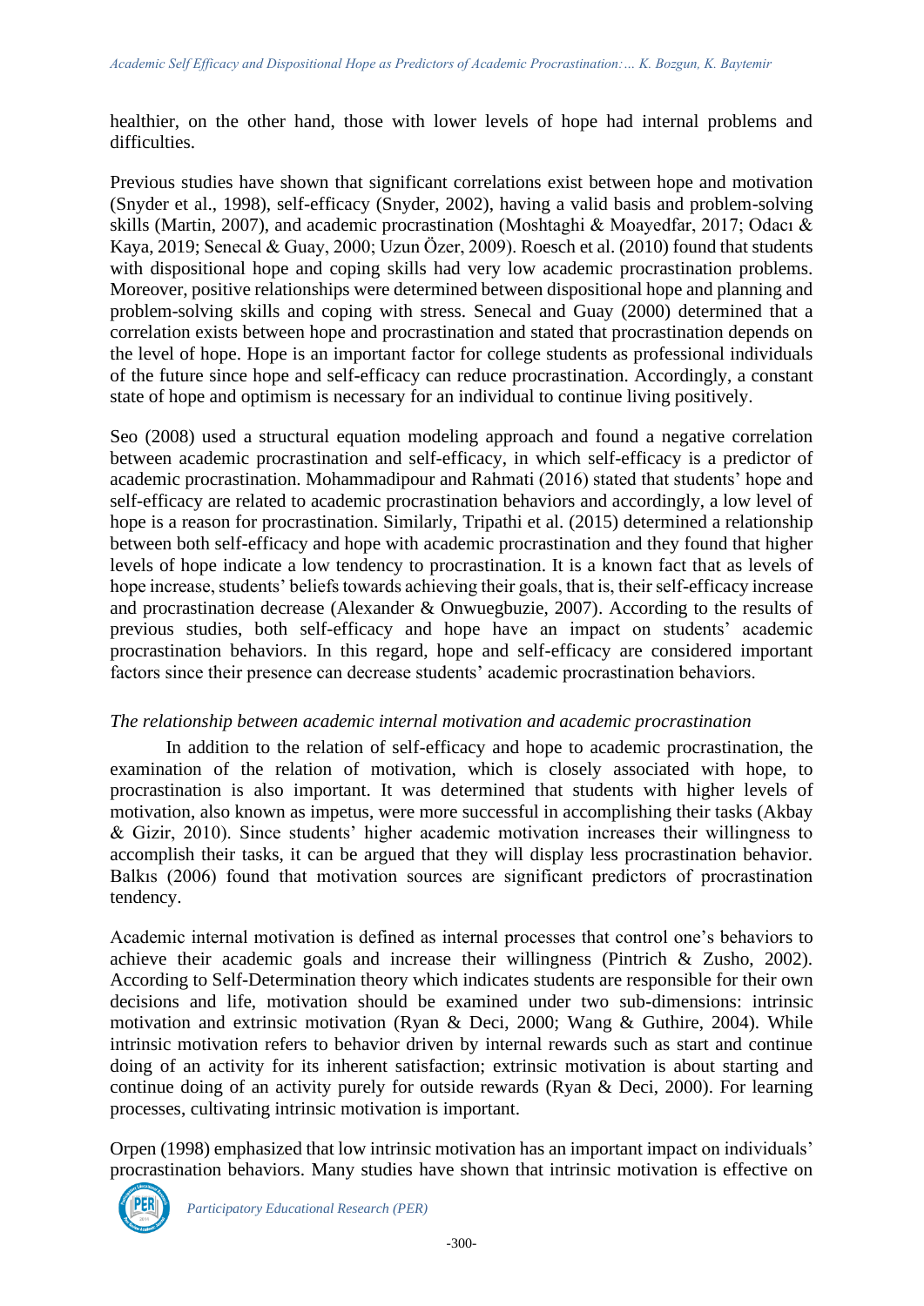healthier, on the other hand, those with lower levels of hope had internal problems and difficulties.

Previous studies have shown that significant correlations exist between hope and motivation (Snyder et al., 1998), self-efficacy (Snyder, 2002), having a valid basis and problem-solving skills (Martin, 2007), and academic procrastination (Moshtaghi & Moayedfar, 2017; Odacı & Kaya, 2019; Senecal & Guay, 2000; Uzun Özer, 2009). Roesch et al. (2010) found that students with dispositional hope and coping skills had very low academic procrastination problems. Moreover, positive relationships were determined between dispositional hope and planning and problem-solving skills and coping with stress. Senecal and Guay (2000) determined that a correlation exists between hope and procrastination and stated that procrastination depends on the level of hope. Hope is an important factor for college students as professional individuals of the future since hope and self-efficacy can reduce procrastination. Accordingly, a constant state of hope and optimism is necessary for an individual to continue living positively.

Seo (2008) used a structural equation modeling approach and found a negative correlation between academic procrastination and self-efficacy, in which self-efficacy is a predictor of academic procrastination. Mohammadipour and Rahmati (2016) stated that students' hope and self-efficacy are related to academic procrastination behaviors and accordingly, a low level of hope is a reason for procrastination. Similarly, Tripathi et al. (2015) determined a relationship between both self-efficacy and hope with academic procrastination and they found that higher levels of hope indicate a low tendency to procrastination. It is a known fact that as levels of hope increase, students' beliefs towards achieving their goals, that is, their self-efficacy increase and procrastination decrease (Alexander & Onwuegbuzie, 2007). According to the results of previous studies, both self-efficacy and hope have an impact on students' academic procrastination behaviors. In this regard, hope and self-efficacy are considered important factors since their presence can decrease students' academic procrastination behaviors.

*The relationship between academic internal motivation and academic procrastination*

In addition to the relation of self-efficacy and hope to academic procrastination, the examination of the relation of motivation, which is closely associated with hope, to procrastination is also important. It was determined that students with higher levels of motivation, also known as impetus, were more successful in accomplishing their tasks (Akbay & Gizir, 2010). Since students' higher academic motivation increases their willingness to accomplish their tasks, it can be argued that they will display less procrastination behavior. Balkıs (2006) found that motivation sources are significant predictors of procrastination tendency.

Academic internal motivation is defined as internal processes that control one's behaviors to achieve their academic goals and increase their willingness (Pintrich & Zusho, 2002). According to Self-Determination theory which indicates students are responsible for their own decisions and life, motivation should be examined under two sub-dimensions: intrinsic motivation and extrinsic motivation (Ryan & Deci, 2000; Wang & Guthire, 2004). While intrinsic motivation refers to behavior driven by internal rewards such as start and continue doing of an activity for its inherent satisfaction; extrinsic motivation is about starting and continue doing of an activity purely for outside rewards (Ryan & Deci, 2000). For learning processes, cultivating intrinsic motivation is important.

Orpen (1998) emphasized that low intrinsic motivation has an important impact on individuals' procrastination behaviors. Many studies have shown that intrinsic motivation is effective on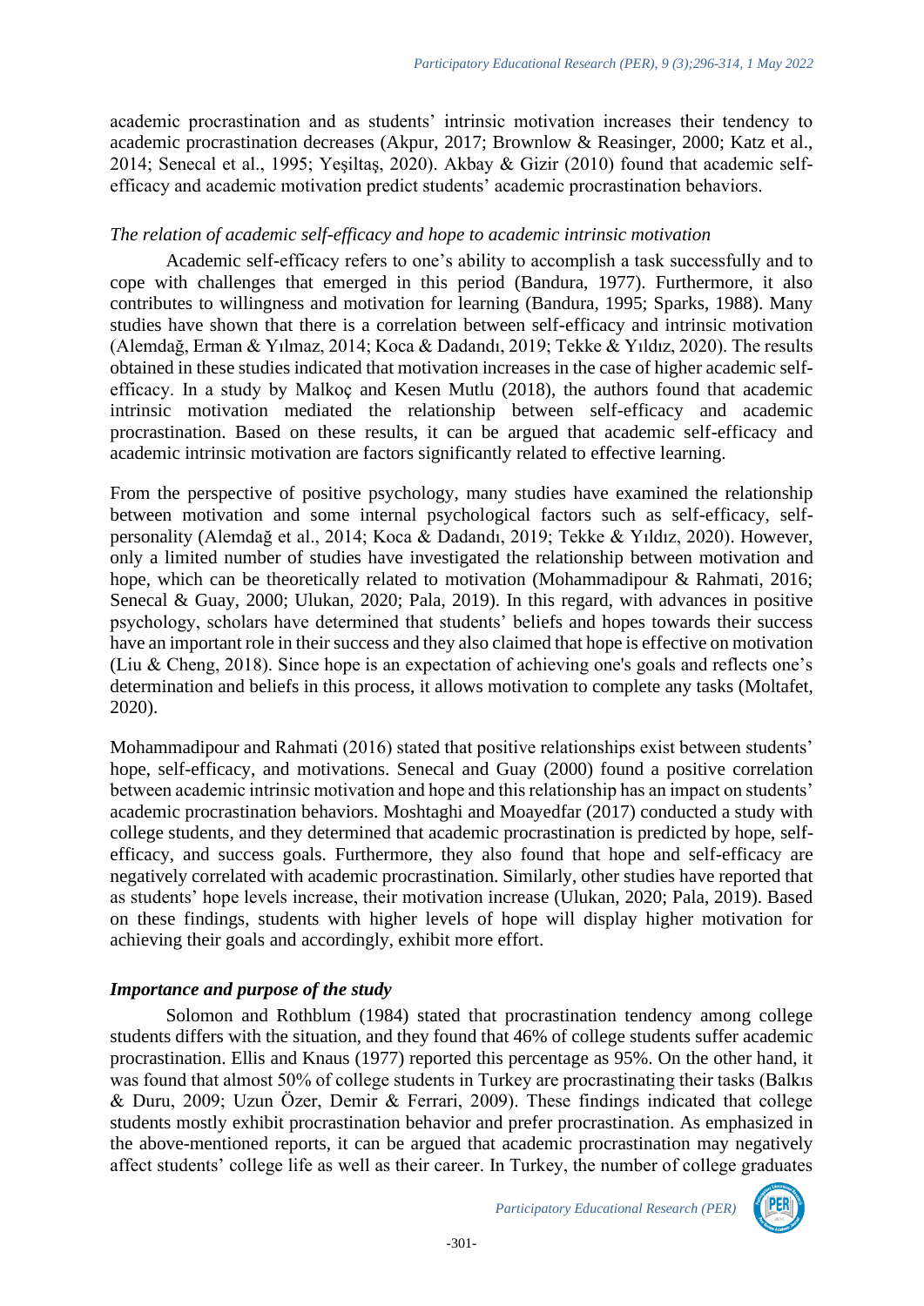academic procrastination and as students' intrinsic motivation increases their tendency to academic procrastination decreases (Akpur, 2017; Brownlow & Reasinger, 2000; Katz et al., 2014; Senecal et al., 1995; Yeşiltaş, 2020). Akbay & Gizir (2010) found that academic self-efficacy and academic motivation predict students' academic procrastination behaviors.

### *The relation of academic self-efficacy and hope to academic intrinsic motivation*

Academic self-efficacy refers to one's ability to accomplish a task successfully and to cope with challenges that emerged in this period (Bandura, 1977). Furthermore, it also contributes to willingness and motivation for learning (Bandura, 1995; Sparks, 1988). Many studies have shown that there is a correlation between self-efficacy and intrinsic motivation (Alemdağ, Erman & Yılmaz, 2014; Koca & Dadandı, 2019; Tekke & Yıldız, 2020). The results obtained in these studies indicated that motivation increases in the case of higher academic self-efficacy. In a study by Malkoç and Kesen Mutlu (2018), the authors found that academic intrinsic motivation mediated the relationship between self-efficacy and academic procrastination. Based on these results, it can be argued that academic self-efficacy and academic intrinsic motivation are factors significantly related to effective learning.

From the perspective of positive psychology, many studies have examined the relationship between motivation and some internal psychological factors such as self-efficacy, self-personality (Alemdağ et al., 2014; Koca & Dadandı, 2019; Tekke & Yıldız, 2020). However, only a limited number of studies have investigated the relationship between motivation and hope, which can be theoretically related to motivation (Mohammadipour & Rahmati, 2016; Senecal & Guay, 2000; Ulukan, 2020; Pala, 2019). In this regard, with advances in positive psychology, scholars have determined that students' beliefs and hopes towards their success have an important role in their success and they also claimed that hope is effective on motivation (Liu & Cheng, 2018). Since hope is an expectation of achieving one's goals and reflects one's determination and beliefs in this process, it allows motivation to complete any tasks (Moltafet, 2020).

Mohammadipour and Rahmati (2016) stated that positive relationships exist between students' hope, self-efficacy, and motivations. Senecal and Guay (2000) found a positive correlation between academic intrinsic motivation and hope and this relationship has an impact on students' academic procrastination behaviors. Moshtaghi and Moayedfar (2017) conducted a study with college students, and they determined that academic procrastination is predicted by hope, self-efficacy, and success goals. Furthermore, they also found that hope and self-efficacy are negatively correlated with academic procrastination. Similarly, other studies have reported that as students' hope levels increase, their motivation increase (Ulukan, 2020; Pala, 2019). Based on these findings, students with higher levels of hope will display higher motivation for achieving their goals and accordingly, exhibit more effort.

### ***Importance and purpose of the study***

Solomon and Rothblum (1984) stated that procrastination tendency among college students differs with the situation, and they found that 46% of college students suffer academic procrastination. Ellis and Knaus (1977) reported this percentage as 95%. On the other hand, it was found that almost 50% of college students in Turkey are procrastinating their tasks (Balkıs & Duru, 2009; Uzun Özer, Demir & Ferrari, 2009). These findings indicated that college students mostly exhibit procrastination behavior and prefer procrastination. As emphasized in the above-mentioned reports, it can be argued that academic procrastination may negatively affect students' college life as well as their career. In Turkey, the number of college graduates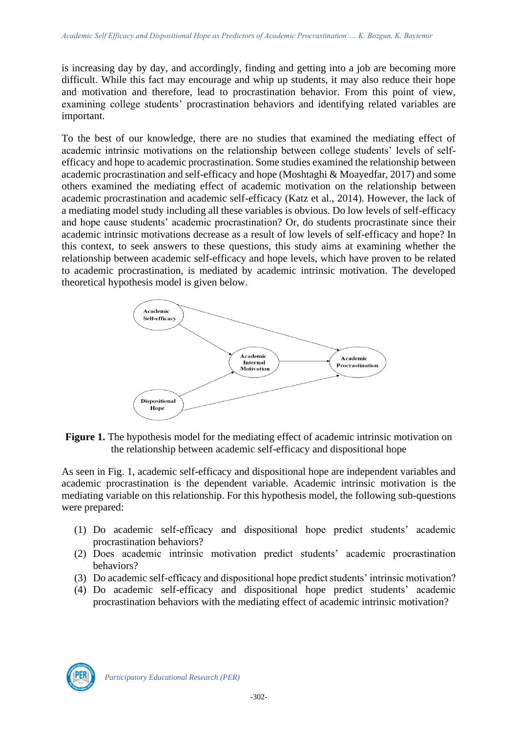is increasing day by day, and accordingly, finding and getting into a job are becoming more difficult. While this fact may encourage and whip up students, it may also reduce their hope and motivation and therefore, lead to procrastination behavior. From this point of view, examining college students' procrastination behaviors and identifying related variables are important.

To the best of our knowledge, there are no studies that examined the mediating effect of academic intrinsic motivations on the relationship between college students' levels of self-efficacy and hope to academic procrastination. Some studies examined the relationship between academic procrastination and self-efficacy and hope (Moshtaghi & Moayedfar, 2017) and some others examined the mediating effect of academic motivation on the relationship between academic procrastination and academic self-efficacy (Katz et al., 2014). However, the lack of a mediating model study including all these variables is obvious. Do low levels of self-efficacy and hope cause students' academic procrastination? Or, do students procrastinate since their academic intrinsic motivations decrease as a result of low levels of self-efficacy and hope? In this context, to seek answers to these questions, this study aims at examining whether the relationship between academic self-efficacy and hope levels, which have proven to be related to academic procrastination, is mediated by academic intrinsic motivation. The developed theoretical hypothesis model is given below.

**Figure 1.** The hypothesis model for the mediating effect of academic intrinsic motivation on the relationship between academic self-efficacy and dispositional hope

As seen in Fig. 1, academic self-efficacy and dispositional hope are independent variables and academic procrastination is the dependent variable. Academic intrinsic motivation is the mediating variable on this relationship. For this hypothesis model, the following sub-questions were prepared:

(1) Do academic self-efficacy and dispositional hope predict students' academic procrastination behaviors?
(2) Does academic intrinsic motivation predict students' academic procrastination behaviors?
(3) Do academic self-efficacy and dispositional hope predict students' intrinsic motivation?
(4) Do academic self-efficacy and dispositional hope predict students' academic procrastination behaviors with the mediating effect of academic intrinsic motivation?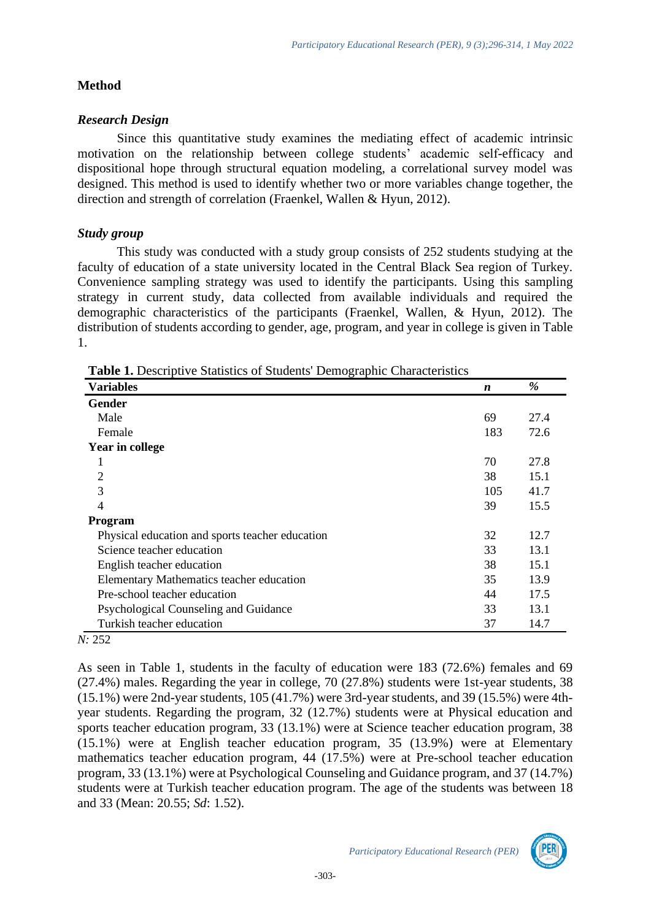## Method

### *Research Design*

Since this quantitative study examines the mediating effect of academic intrinsic motivation on the relationship between college students' academic self-efficacy and dispositional hope through structural equation modeling, a correlational survey model was designed. This method is used to identify whether two or more variables change together, the direction and strength of correlation (Fraenkel, Wallen & Hyun, 2012).

### *Study group*

This study was conducted with a study group consists of 252 students studying at the faculty of education of a state university located in the Central Black Sea region of Turkey. Convenience sampling strategy was used to identify the participants. Using this sampling strategy in current study, data collected from available individuals and required the demographic characteristics of the participants (Fraenkel, Wallen, & Hyun, 2012). The distribution of students according to gender, age, program, and year in college is given in Table 1.

**Table 1.** Descriptive Statistics of Students' Demographic Characteristics

| **Variables** | ***n*** | ***%*** |
|---|---|---|
| **Gender** | | |
| Male | 69 | 27.4 |
| Female | 183 | 72.6 |
| **Year in college** | | |
| 1 | 70 | 27.8 |
| 2 | 38 | 15.1 |
| 3 | 105 | 41.7 |
| 4 | 39 | 15.5 |
| **Program** | | |
| Physical education and sports teacher education | 32 | 12.7 |
| Science teacher education | 33 | 13.1 |
| English teacher education | 38 | 15.1 |
| Elementary Mathematics teacher education | 35 | 13.9 |
| Pre-school teacher education | 44 | 17.5 |
| Psychological Counseling and Guidance | 33 | 13.1 |
| Turkish teacher education | 37 | 14.7 |

*N:* 252

As seen in Table 1, students in the faculty of education were 183 (72.6%) females and 69 (27.4%) males. Regarding the year in college, 70 (27.8%) students were 1st-year students, 38 (15.1%) were 2nd-year students, 105 (41.7%) were 3rd-year students, and 39 (15.5%) were 4th-year students. Regarding the program, 32 (12.7%) students were at Physical education and sports teacher education program, 33 (13.1%) were at Science teacher education program, 38 (15.1%) were at English teacher education program, 35 (13.9%) were at Elementary mathematics teacher education program, 44 (17.5%) were at Pre-school teacher education program, 33 (13.1%) were at Psychological Counseling and Guidance program, and 37 (14.7%) students were at Turkish teacher education program. The age of the students was between 18 and 33 (Mean: 20.55; *Sd*: 1.52).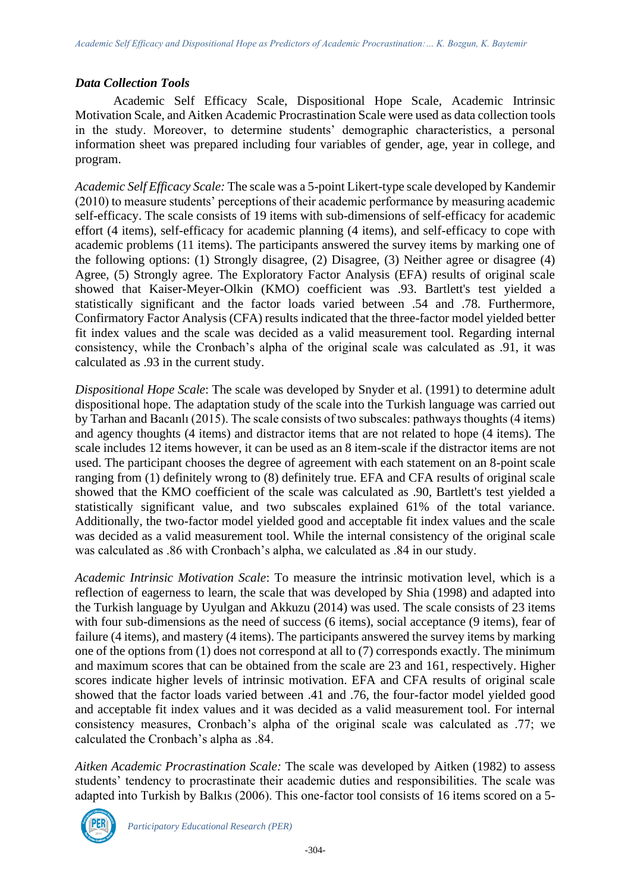### *Data Collection Tools*

Academic Self Efficacy Scale, Dispositional Hope Scale, Academic Intrinsic Motivation Scale, and Aitken Academic Procrastination Scale were used as data collection tools in the study. Moreover, to determine students' demographic characteristics, a personal information sheet was prepared including four variables of gender, age, year in college, and program.

*Academic Self Efficacy Scale:* The scale was a 5-point Likert-type scale developed by Kandemir (2010) to measure students' perceptions of their academic performance by measuring academic self-efficacy. The scale consists of 19 items with sub-dimensions of self-efficacy for academic effort (4 items), self-efficacy for academic planning (4 items), and self-efficacy to cope with academic problems (11 items). The participants answered the survey items by marking one of the following options: (1) Strongly disagree, (2) Disagree, (3) Neither agree or disagree (4) Agree, (5) Strongly agree. The Exploratory Factor Analysis (EFA) results of original scale showed that Kaiser-Meyer-Olkin (KMO) coefficient was .93. Bartlett's test yielded a statistically significant and the factor loads varied between .54 and .78. Furthermore, Confirmatory Factor Analysis (CFA) results indicated that the three-factor model yielded better fit index values and the scale was decided as a valid measurement tool. Regarding internal consistency, while the Cronbach's alpha of the original scale was calculated as .91, it was calculated as .93 in the current study.

*Dispositional Hope Scale*: The scale was developed by Snyder et al. (1991) to determine adult dispositional hope. The adaptation study of the scale into the Turkish language was carried out by Tarhan and Bacanlı (2015). The scale consists of two subscales: pathways thoughts (4 items) and agency thoughts (4 items) and distractor items that are not related to hope (4 items). The scale includes 12 items however, it can be used as an 8 item-scale if the distractor items are not used. The participant chooses the degree of agreement with each statement on an 8-point scale ranging from (1) definitely wrong to (8) definitely true. EFA and CFA results of original scale showed that the KMO coefficient of the scale was calculated as .90, Bartlett's test yielded a statistically significant value, and two subscales explained 61% of the total variance. Additionally, the two-factor model yielded good and acceptable fit index values and the scale was decided as a valid measurement tool. While the internal consistency of the original scale was calculated as .86 with Cronbach's alpha, we calculated as .84 in our study.

*Academic Intrinsic Motivation Scale*: To measure the intrinsic motivation level, which is a reflection of eagerness to learn, the scale that was developed by Shia (1998) and adapted into the Turkish language by Uyulgan and Akkuzu (2014) was used. The scale consists of 23 items with four sub-dimensions as the need of success (6 items), social acceptance (9 items), fear of failure (4 items), and mastery (4 items). The participants answered the survey items by marking one of the options from (1) does not correspond at all to (7) corresponds exactly. The minimum and maximum scores that can be obtained from the scale are 23 and 161, respectively. Higher scores indicate higher levels of intrinsic motivation. EFA and CFA results of original scale showed that the factor loads varied between .41 and .76, the four-factor model yielded good and acceptable fit index values and it was decided as a valid measurement tool. For internal consistency measures, Cronbach's alpha of the original scale was calculated as .77; we calculated the Cronbach's alpha as .84.

*Aitken Academic Procrastination Scale:* The scale was developed by Aitken (1982) to assess students' tendency to procrastinate their academic duties and responsibilities. The scale was adapted into Turkish by Balkıs (2006). This one-factor tool consists of 16 items scored on a 5-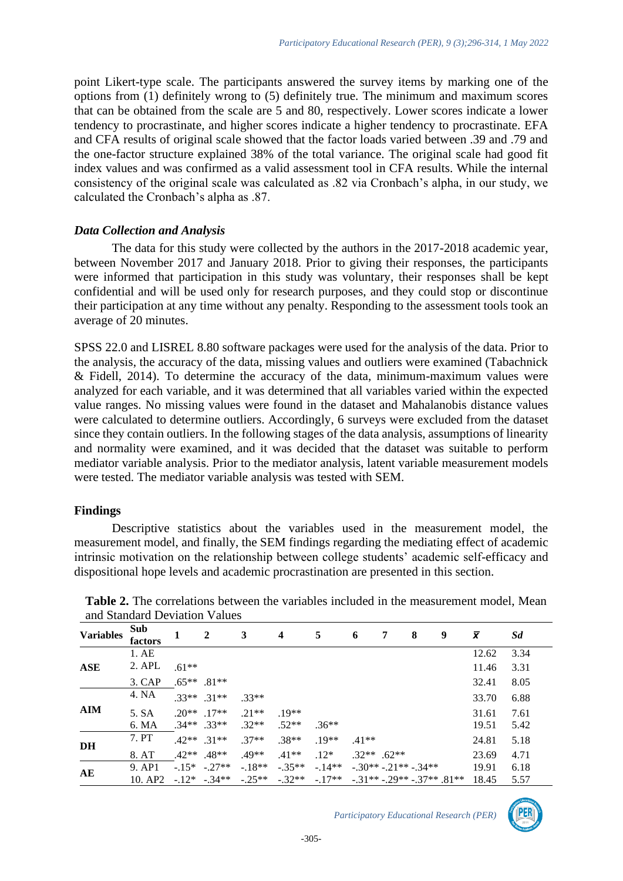point Likert-type scale. The participants answered the survey items by marking one of the options from (1) definitely wrong to (5) definitely true. The minimum and maximum scores that can be obtained from the scale are 5 and 80, respectively. Lower scores indicate a lower tendency to procrastinate, and higher scores indicate a higher tendency to procrastinate. EFA and CFA results of original scale showed that the factor loads varied between .39 and .79 and the one-factor structure explained 38% of the total variance. The original scale had good fit index values and was confirmed as a valid assessment tool in CFA results. While the internal consistency of the original scale was calculated as .82 via Cronbach's alpha, in our study, we calculated the Cronbach's alpha as .87.

### *Data Collection and Analysis*

The data for this study were collected by the authors in the 2017-2018 academic year, between November 2017 and January 2018. Prior to giving their responses, the participants were informed that participation in this study was voluntary, their responses shall be kept confidential and will be used only for research purposes, and they could stop or discontinue their participation at any time without any penalty. Responding to the assessment tools took an average of 20 minutes.

SPSS 22.0 and LISREL 8.80 software packages were used for the analysis of the data. Prior to the analysis, the accuracy of the data, missing values and outliers were examined (Tabachnick & Fidell, 2014). To determine the accuracy of the data, minimum-maximum values were analyzed for each variable, and it was determined that all variables varied within the expected value ranges. No missing values were found in the dataset and Mahalanobis distance values were calculated to determine outliers. Accordingly, 6 surveys were excluded from the dataset since they contain outliers. In the following stages of the data analysis, assumptions of linearity and normality were examined, and it was decided that the dataset was suitable to perform mediator variable analysis. Prior to the mediator analysis, latent variable measurement models were tested. The mediator variable analysis was tested with SEM.

## Findings

Descriptive statistics about the variables used in the measurement model, the measurement model, and finally, the SEM findings regarding the mediating effect of academic intrinsic motivation on the relationship between college students' academic self-efficacy and dispositional hope levels and academic procrastination are presented in this section.

**Table 2.** The correlations between the variables included in the measurement model, Mean and Standard Deviation Values

| Variables | Sub factors | 1 | 2 | 3 | 4 | 5 | 6 | 7 | 8 | 9 | $\bar{x}$ | *Sd* |
|---|---|---|---|---|---|---|---|---|---|---|---|---|
| ASE | 1. AE | | | | | | | | | | 12.62 | 3.34 |
| | 2. APL | .61** | | | | | | | | | 11.46 | 3.31 |
| | 3. CAP | .65** | .81** | | | | | | | | 32.41 | 8.05 |
| AIM | 4. NA | .33** | .31** | .33** | | | | | | | 33.70 | 6.88 |
| | 5. SA | .20** | .17** | .21** | .19** | | | | | | 31.61 | 7.61 |
| | 6. MA | .34** | .33** | .32** | .52** | .36** | | | | | 19.51 | 5.42 |
| DH | 7. PT | .42** | .31** | .37** | .38** | .19** | .41** | | | | 24.81 | 5.18 |
| | 8. AT | .42** | .48** | .49** | .41** | .12* | .32** | .62** | | | 23.69 | 4.71 |
| AE | 9. AP1 | -.15* | -.27** | -.18** | -.35** | -.14** | -.30** | -.21** | -.34** | | 19.91 | 6.18 |
| | 10. AP2 | -.12* | -.34** | -.25** | -.32** | -.17** | -.31** | -.29** | -.37** | .81** | 18.45 | 5.57 |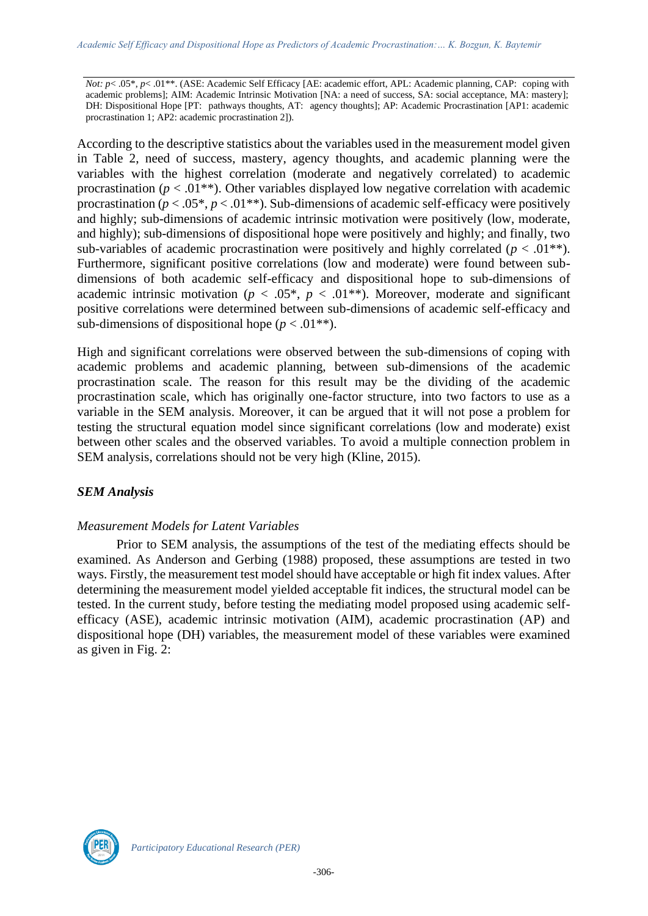*Not: p*< .05*, *p*< .01**. (ASE: Academic Self Efficacy [AE: academic effort, APL: Academic planning, CAP: coping with academic problems]; AIM: Academic Intrinsic Motivation [NA: a need of success, SA: social acceptance, MA: mastery]; DH: Dispositional Hope [PT: pathways thoughts, AT: agency thoughts]; AP: Academic Procrastination [AP1: academic procrastination 1; AP2: academic procrastination 2]).

According to the descriptive statistics about the variables used in the measurement model given in Table 2, need of success, mastery, agency thoughts, and academic planning were the variables with the highest correlation (moderate and negatively correlated) to academic procrastination ($p < .01$**). Other variables displayed low negative correlation with academic procrastination ($p < .05$*, $p < .01$**). Sub-dimensions of academic self-efficacy were positively and highly; sub-dimensions of academic intrinsic motivation were positively (low, moderate, and highly); sub-dimensions of dispositional hope were positively and highly; and finally, two sub-variables of academic procrastination were positively and highly correlated ($p < .01$**). Furthermore, significant positive correlations (low and moderate) were found between sub-dimensions of both academic self-efficacy and dispositional hope to sub-dimensions of academic intrinsic motivation ($p < .05$*, $p < .01$**). Moreover, moderate and significant positive correlations were determined between sub-dimensions of academic self-efficacy and sub-dimensions of dispositional hope ($p < .01$**).

High and significant correlations were observed between the sub-dimensions of coping with academic problems and academic planning, between sub-dimensions of the academic procrastination scale. The reason for this result may be the dividing of the academic procrastination scale, which has originally one-factor structure, into two factors to use as a variable in the SEM analysis. Moreover, it can be argued that it will not pose a problem for testing the structural equation model since significant correlations (low and moderate) exist between other scales and the observed variables. To avoid a multiple connection problem in SEM analysis, correlations should not be very high (Kline, 2015).

### *SEM Analysis*

#### *Measurement Models for Latent Variables*

Prior to SEM analysis, the assumptions of the test of the mediating effects should be examined. As Anderson and Gerbing (1988) proposed, these assumptions are tested in two ways. Firstly, the measurement test model should have acceptable or high fit index values. After determining the measurement model yielded acceptable fit indices, the structural model can be tested. In the current study, before testing the mediating model proposed using academic self-efficacy (ASE), academic intrinsic motivation (AIM), academic procrastination (AP) and dispositional hope (DH) variables, the measurement model of these variables were examined as given in Fig. 2: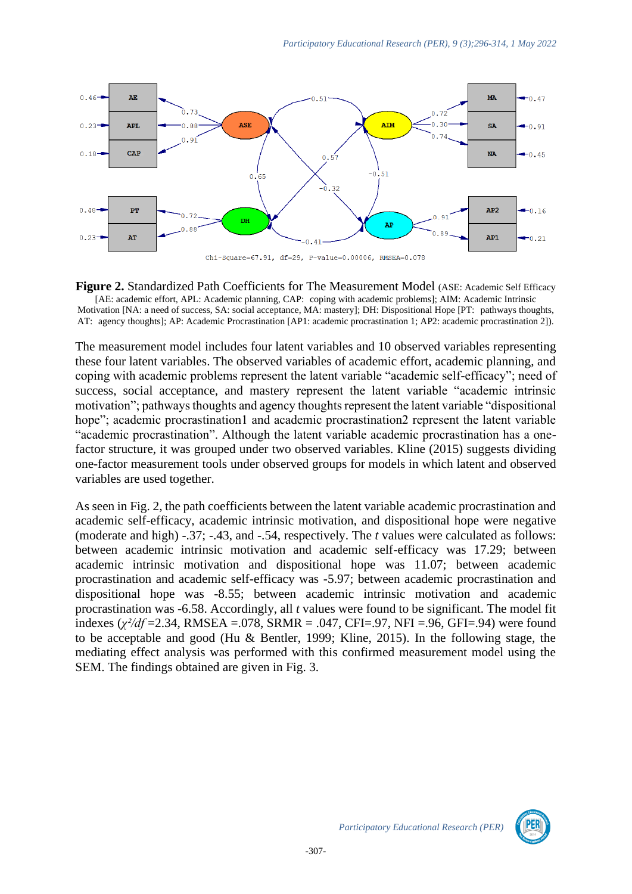**Figure 2.** Standardized Path Coefficients for The Measurement Model (ASE: Academic Self Efficacy [AE: academic effort, APL: Academic planning, CAP: coping with academic problems]; AIM: Academic Intrinsic Motivation [NA: a need of success, SA: social acceptance, MA: mastery]; DH: Dispositional Hope [PT: pathways thoughts, AT: agency thoughts]; AP: Academic Procrastination [AP1: academic procrastination 1; AP2: academic procrastination 2]).

The measurement model includes four latent variables and 10 observed variables representing these four latent variables. The observed variables of academic effort, academic planning, and coping with academic problems represent the latent variable "academic self-efficacy"; need of success, social acceptance, and mastery represent the latent variable "academic intrinsic motivation"; pathways thoughts and agency thoughts represent the latent variable "dispositional hope"; academic procrastination1 and academic procrastination2 represent the latent variable "academic procrastination". Although the latent variable academic procrastination has a one-factor structure, it was grouped under two observed variables. Kline (2015) suggests dividing one-factor measurement tools under observed groups for models in which latent and observed variables are used together.

As seen in Fig. 2, the path coefficients between the latent variable academic procrastination and academic self-efficacy, academic intrinsic motivation, and dispositional hope were negative (moderate and high) -.37; -.43, and -.54, respectively. The *t* values were calculated as follows: between academic intrinsic motivation and academic self-efficacy was 17.29; between academic intrinsic motivation and dispositional hope was 11.07; between academic procrastination and academic self-efficacy was -5.97; between academic procrastination and dispositional hope was -8.55; between academic intrinsic motivation and academic procrastination was -6.58. Accordingly, all *t* values were found to be significant. The model fit indexes ($\chi^2/df$ =2.34, RMSEA =.078, SRMR = .047, CFI=.97, NFI =.96, GFI=.94) were found to be acceptable and good (Hu & Bentler, 1999; Kline, 2015). In the following stage, the mediating effect analysis was performed with this confirmed measurement model using the SEM. The findings obtained are given in Fig. 3.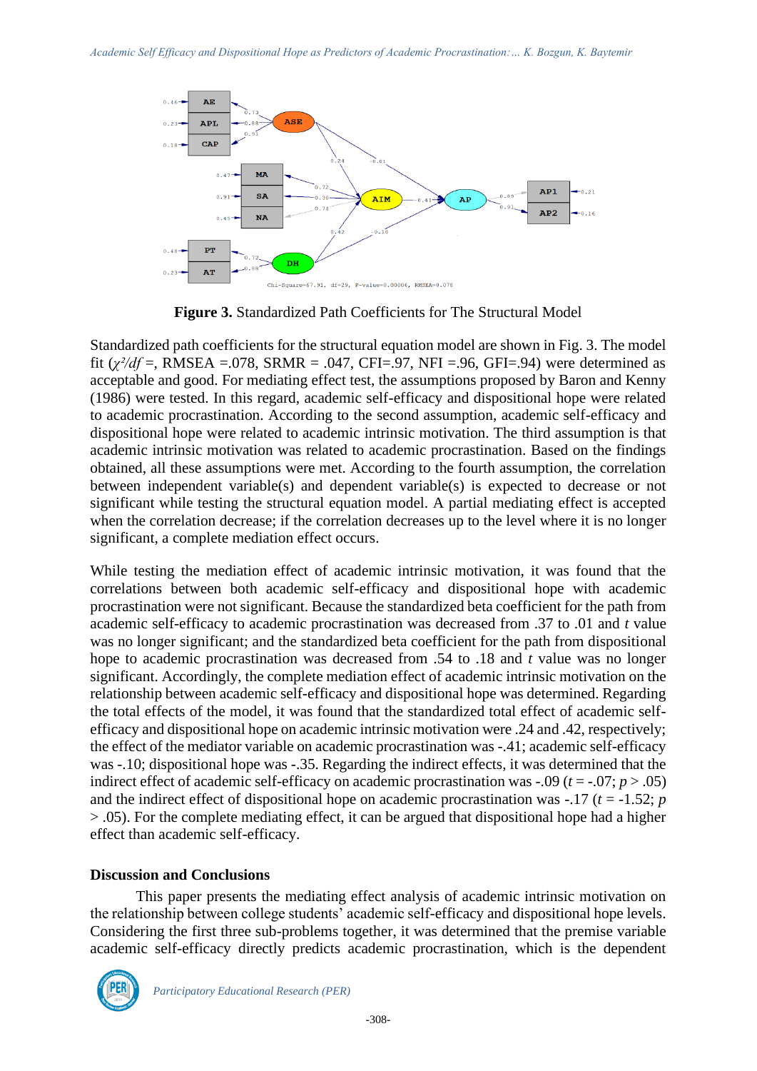**Figure 3.** Standardized Path Coefficients for The Structural Model

Standardized path coefficients for the structural equation model are shown in Fig. 3. The model fit ($\chi^2/df$ =, RMSEA =.078, SRMR = .047, CFI=.97, NFI =.96, GFI=.94) were determined as acceptable and good. For mediating effect test, the assumptions proposed by Baron and Kenny (1986) were tested. In this regard, academic self-efficacy and dispositional hope were related to academic procrastination. According to the second assumption, academic self-efficacy and dispositional hope were related to academic intrinsic motivation. The third assumption is that academic intrinsic motivation was related to academic procrastination. Based on the findings obtained, all these assumptions were met. According to the fourth assumption, the correlation between independent variable(s) and dependent variable(s) is expected to decrease or not significant while testing the structural equation model. A partial mediating effect is accepted when the correlation decrease; if the correlation decreases up to the level where it is no longer significant, a complete mediation effect occurs.

While testing the mediation effect of academic intrinsic motivation, it was found that the correlations between both academic self-efficacy and dispositional hope with academic procrastination were not significant. Because the standardized beta coefficient for the path from academic self-efficacy to academic procrastination was decreased from .37 to .01 and *t* value was no longer significant; and the standardized beta coefficient for the path from dispositional hope to academic procrastination was decreased from .54 to .18 and *t* value was no longer significant. Accordingly, the complete mediation effect of academic intrinsic motivation on the relationship between academic self-efficacy and dispositional hope was determined. Regarding the total effects of the model, it was found that the standardized total effect of academic self-efficacy and dispositional hope on academic intrinsic motivation were .24 and .42, respectively; the effect of the mediator variable on academic procrastination was -.41; academic self-efficacy was -.10; dispositional hope was -.35. Regarding the indirect effects, it was determined that the indirect effect of academic self-efficacy on academic procrastination was -.09 ($t$ = -.07; $p$ > .05) and the indirect effect of dispositional hope on academic procrastination was -.17 ($t$ = -1.52; $p$ > .05). For the complete mediating effect, it can be argued that dispositional hope had a higher effect than academic self-efficacy.

## Discussion and Conclusions

This paper presents the mediating effect analysis of academic intrinsic motivation on the relationship between college students' academic self-efficacy and dispositional hope levels. Considering the first three sub-problems together, it was determined that the premise variable academic self-efficacy directly predicts academic procrastination, which is the dependent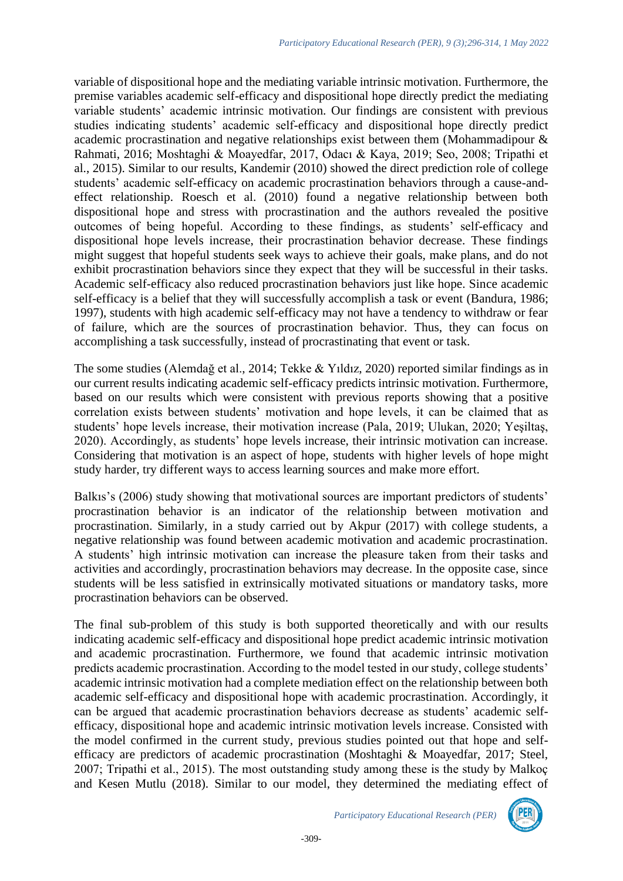variable of dispositional hope and the mediating variable intrinsic motivation. Furthermore, the premise variables academic self-efficacy and dispositional hope directly predict the mediating variable students' academic intrinsic motivation. Our findings are consistent with previous studies indicating students' academic self-efficacy and dispositional hope directly predict academic procrastination and negative relationships exist between them (Mohammadipour & Rahmati, 2016; Moshtaghi & Moayedfar, 2017, Odacı & Kaya, 2019; Seo, 2008; Tripathi et al., 2015). Similar to our results, Kandemir (2010) showed the direct prediction role of college students' academic self-efficacy on academic procrastination behaviors through a cause-and-effect relationship. Roesch et al. (2010) found a negative relationship between both dispositional hope and stress with procrastination and the authors revealed the positive outcomes of being hopeful. According to these findings, as students' self-efficacy and dispositional hope levels increase, their procrastination behavior decrease. These findings might suggest that hopeful students seek ways to achieve their goals, make plans, and do not exhibit procrastination behaviors since they expect that they will be successful in their tasks. Academic self-efficacy also reduced procrastination behaviors just like hope. Since academic self-efficacy is a belief that they will successfully accomplish a task or event (Bandura, 1986; 1997), students with high academic self-efficacy may not have a tendency to withdraw or fear of failure, which are the sources of procrastination behavior. Thus, they can focus on accomplishing a task successfully, instead of procrastinating that event or task.

The some studies (Alemdağ et al., 2014; Tekke & Yıldız, 2020) reported similar findings as in our current results indicating academic self-efficacy predicts intrinsic motivation. Furthermore, based on our results which were consistent with previous reports showing that a positive correlation exists between students' motivation and hope levels, it can be claimed that as students' hope levels increase, their motivation increase (Pala, 2019; Ulukan, 2020; Yeşiltaş, 2020). Accordingly, as students' hope levels increase, their intrinsic motivation can increase. Considering that motivation is an aspect of hope, students with higher levels of hope might study harder, try different ways to access learning sources and make more effort.

Balkıs's (2006) study showing that motivational sources are important predictors of students' procrastination behavior is an indicator of the relationship between motivation and procrastination. Similarly, in a study carried out by Akpur (2017) with college students, a negative relationship was found between academic motivation and academic procrastination. A students' high intrinsic motivation can increase the pleasure taken from their tasks and activities and accordingly, procrastination behaviors may decrease. In the opposite case, since students will be less satisfied in extrinsically motivated situations or mandatory tasks, more procrastination behaviors can be observed.

The final sub-problem of this study is both supported theoretically and with our results indicating academic self-efficacy and dispositional hope predict academic intrinsic motivation and academic procrastination. Furthermore, we found that academic intrinsic motivation predicts academic procrastination. According to the model tested in our study, college students' academic intrinsic motivation had a complete mediation effect on the relationship between both academic self-efficacy and dispositional hope with academic procrastination. Accordingly, it can be argued that academic procrastination behaviors decrease as students' academic self-efficacy, dispositional hope and academic intrinsic motivation levels increase. Consisted with the model confirmed in the current study, previous studies pointed out that hope and self-efficacy are predictors of academic procrastination (Moshtaghi & Moayedfar, 2017; Steel, 2007; Tripathi et al., 2015). The most outstanding study among these is the study by Malkoç and Kesen Mutlu (2018). Similar to our model, they determined the mediating effect of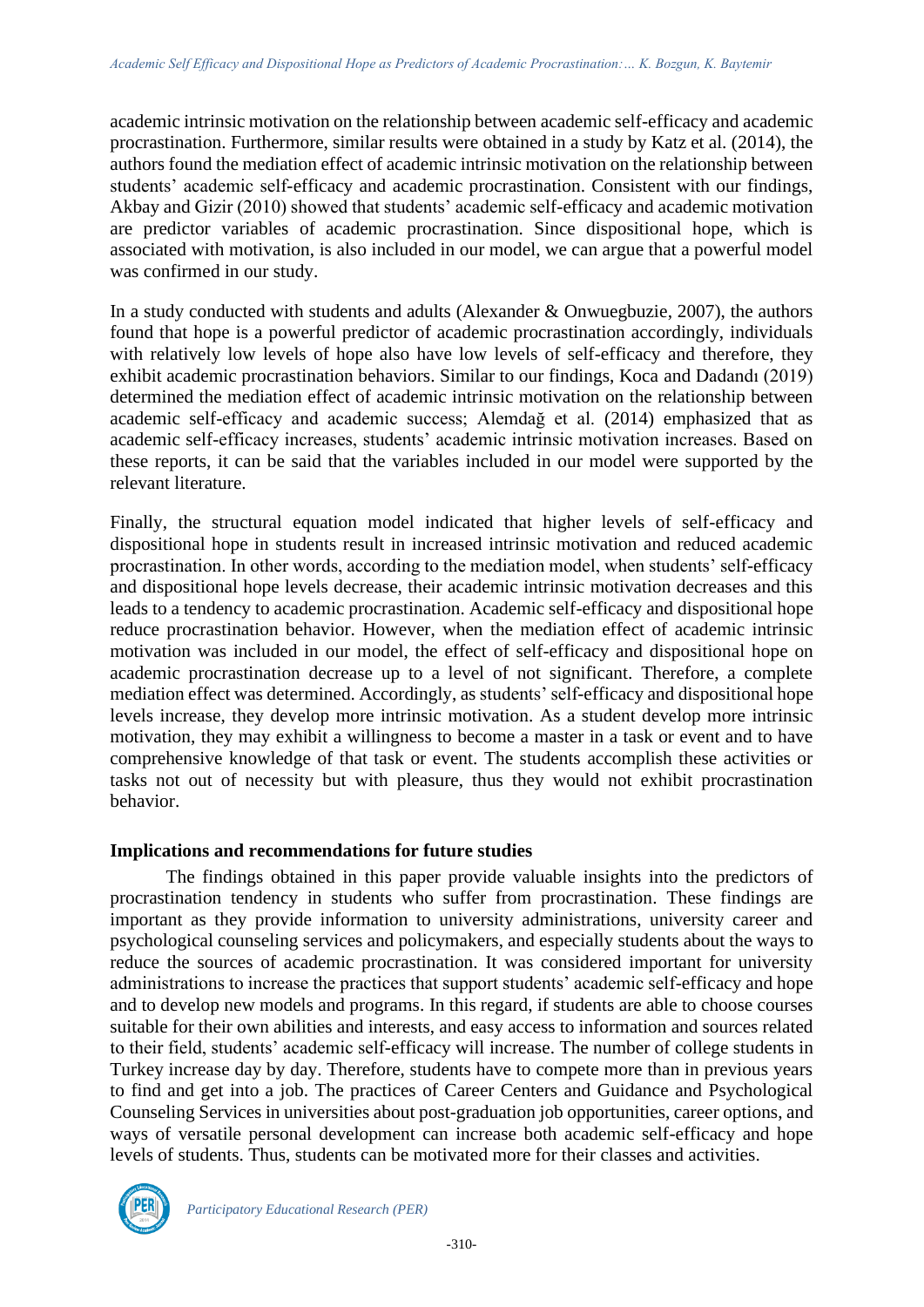academic intrinsic motivation on the relationship between academic self-efficacy and academic procrastination. Furthermore, similar results were obtained in a study by Katz et al. (2014), the authors found the mediation effect of academic intrinsic motivation on the relationship between students' academic self-efficacy and academic procrastination. Consistent with our findings, Akbay and Gizir (2010) showed that students' academic self-efficacy and academic motivation are predictor variables of academic procrastination. Since dispositional hope, which is associated with motivation, is also included in our model, we can argue that a powerful model was confirmed in our study.

In a study conducted with students and adults (Alexander & Onwuegbuzie, 2007), the authors found that hope is a powerful predictor of academic procrastination accordingly, individuals with relatively low levels of hope also have low levels of self-efficacy and therefore, they exhibit academic procrastination behaviors. Similar to our findings, Koca and Dadandı (2019) determined the mediation effect of academic intrinsic motivation on the relationship between academic self-efficacy and academic success; Alemdağ et al. (2014) emphasized that as academic self-efficacy increases, students' academic intrinsic motivation increases. Based on these reports, it can be said that the variables included in our model were supported by the relevant literature.

Finally, the structural equation model indicated that higher levels of self-efficacy and dispositional hope in students result in increased intrinsic motivation and reduced academic procrastination. In other words, according to the mediation model, when students' self-efficacy and dispositional hope levels decrease, their academic intrinsic motivation decreases and this leads to a tendency to academic procrastination. Academic self-efficacy and dispositional hope reduce procrastination behavior. However, when the mediation effect of academic intrinsic motivation was included in our model, the effect of self-efficacy and dispositional hope on academic procrastination decrease up to a level of not significant. Therefore, a complete mediation effect was determined. Accordingly, as students' self-efficacy and dispositional hope levels increase, they develop more intrinsic motivation. As a student develop more intrinsic motivation, they may exhibit a willingness to become a master in a task or event and to have comprehensive knowledge of that task or event. The students accomplish these activities or tasks not out of necessity but with pleasure, thus they would not exhibit procrastination behavior.

## Implications and recommendations for future studies

The findings obtained in this paper provide valuable insights into the predictors of procrastination tendency in students who suffer from procrastination. These findings are important as they provide information to university administrations, university career and psychological counseling services and policymakers, and especially students about the ways to reduce the sources of academic procrastination. It was considered important for university administrations to increase the practices that support students' academic self-efficacy and hope and to develop new models and programs. In this regard, if students are able to choose courses suitable for their own abilities and interests, and easy access to information and sources related to their field, students' academic self-efficacy will increase. The number of college students in Turkey increase day by day. Therefore, students have to compete more than in previous years to find and get into a job. The practices of Career Centers and Guidance and Psychological Counseling Services in universities about post-graduation job opportunities, career options, and ways of versatile personal development can increase both academic self-efficacy and hope levels of students. Thus, students can be motivated more for their classes and activities.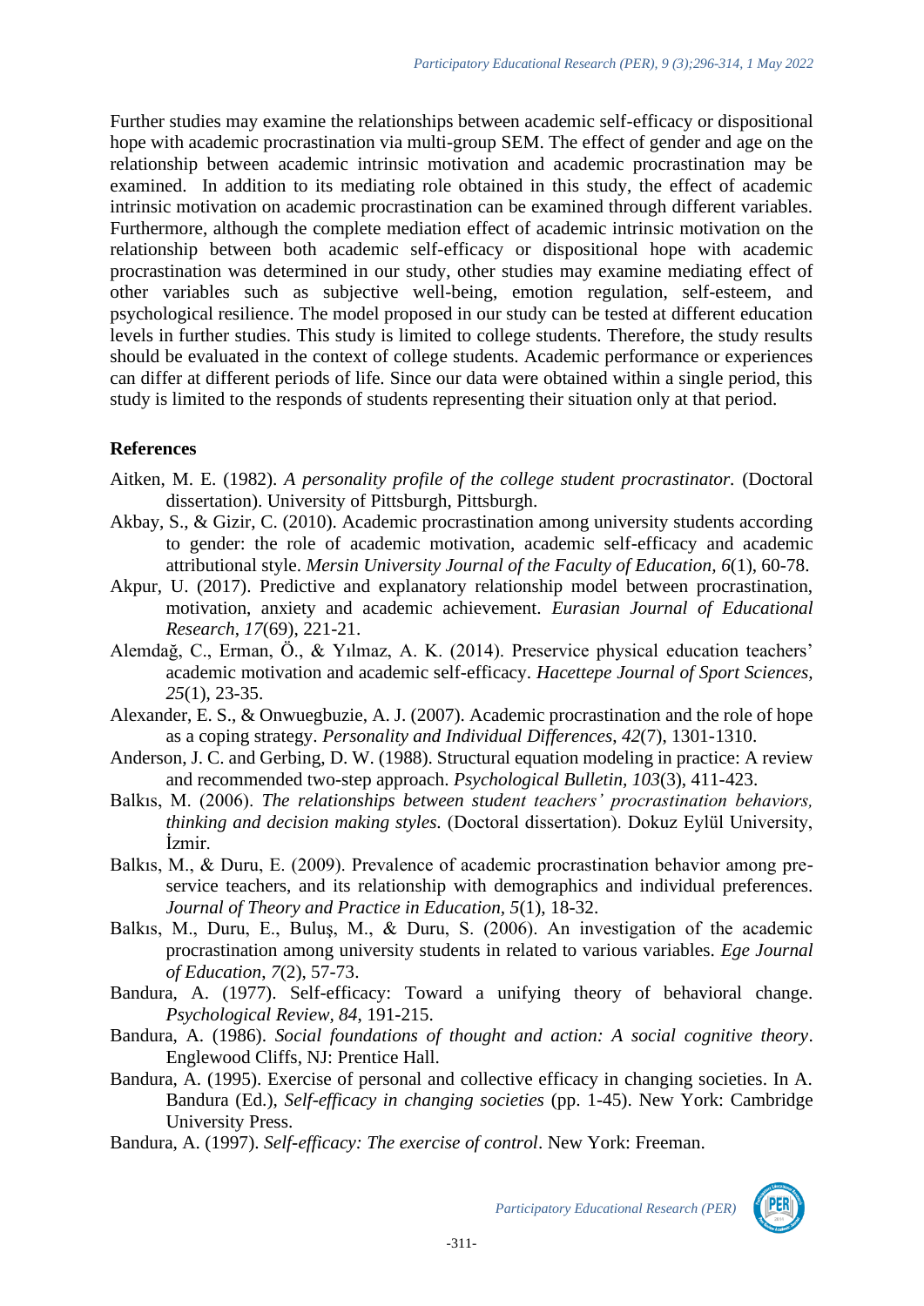Further studies may examine the relationships between academic self-efficacy or dispositional hope with academic procrastination via multi-group SEM. The effect of gender and age on the relationship between academic intrinsic motivation and academic procrastination may be examined. In addition to its mediating role obtained in this study, the effect of academic intrinsic motivation on academic procrastination can be examined through different variables. Furthermore, although the complete mediation effect of academic intrinsic motivation on the relationship between both academic self-efficacy or dispositional hope with academic procrastination was determined in our study, other studies may examine mediating effect of other variables such as subjective well-being, emotion regulation, self-esteem, and psychological resilience. The model proposed in our study can be tested at different education levels in further studies. This study is limited to college students. Therefore, the study results should be evaluated in the context of college students. Academic performance or experiences can differ at different periods of life. Since our data were obtained within a single period, this study is limited to the responds of students representing their situation only at that period.

## References

Aitken, M. E. (1982). *A personality profile of the college student procrastinator.* (Doctoral dissertation). University of Pittsburgh, Pittsburgh.

Akbay, S., & Gizir, C. (2010). Academic procrastination among university students according to gender: the role of academic motivation, academic self-efficacy and academic attributional style. *Mersin University Journal of the Faculty of Education, 6*(1), 60-78.

Akpur, U. (2017). Predictive and explanatory relationship model between procrastination, motivation, anxiety and academic achievement. *Eurasian Journal of Educational Research*, *17*(69), 221-21.

Alemdağ, C., Erman, Ö., & Yılmaz, A. K. (2014). Preservice physical education teachers' academic motivation and academic self-efficacy. *Hacettepe Journal of Sport Sciences, 25*(1), 23-35.

Alexander, E. S., & Onwuegbuzie, A. J. (2007). Academic procrastination and the role of hope as a coping strategy. *Personality and Individual Differences*, *42*(7), 1301-1310.

Anderson, J. C. and Gerbing, D. W. (1988). Structural equation modeling in practice: A review and recommended two-step approach. *Psychological Bulletin, 103*(3), 411-423.

Balkıs, M. (2006). *The relationships between student teachers' procrastination behaviors, thinking and decision making styles.* (Doctoral dissertation). Dokuz Eylül University, İzmir.

Balkıs, M., & Duru, E. (2009). Prevalence of academic procrastination behavior among pre-service teachers, and its relationship with demographics and individual preferences. *Journal of Theory and Practice in Education*, *5*(1), 18-32.

Balkıs, M., Duru, E., Buluş, M., & Duru, S. (2006). An investigation of the academic procrastination among university students in related to various variables. *Ege Journal of Education*, *7*(2), 57-73.

Bandura, A. (1977). Self-efficacy: Toward a unifying theory of behavioral change. *Psychological Review, 84*, 191-215.

Bandura, A. (1986). *Social foundations of thought and action: A social cognitive theory*. Englewood Cliffs, NJ: Prentice Hall.

Bandura, A. (1995). Exercise of personal and collective efficacy in changing societies. In A. Bandura (Ed.), *Self-efficacy in changing societies* (pp. 1-45). New York: Cambridge University Press.

Bandura, A. (1997). *Self-efficacy: The exercise of control*. New York: Freeman.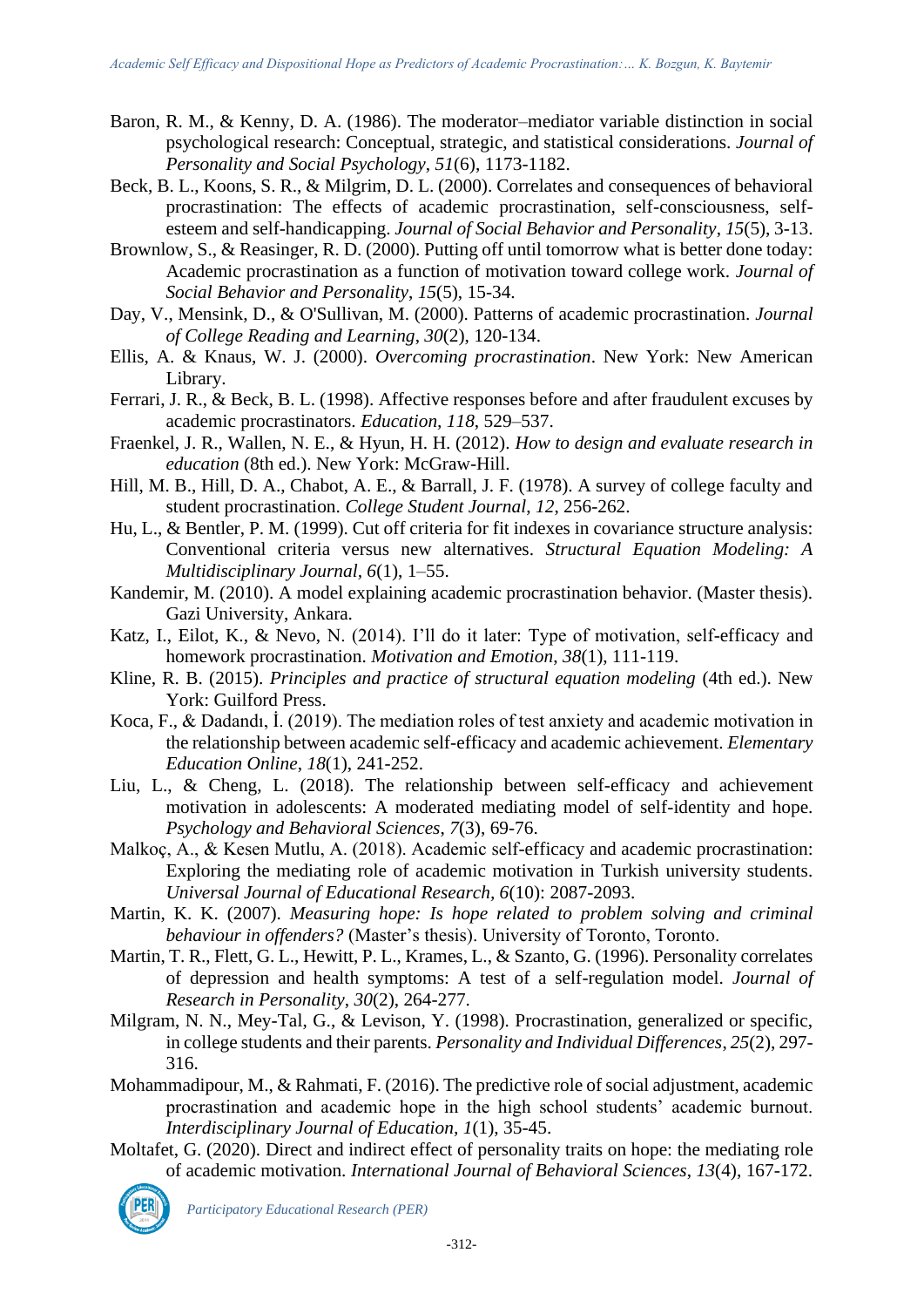Baron, R. M., & Kenny, D. A. (1986). The moderator–mediator variable distinction in social psychological research: Conceptual, strategic, and statistical considerations. *Journal of Personality and Social Psychology*, *51*(6), 1173-1182.

Beck, B. L., Koons, S. R., & Milgrim, D. L. (2000). Correlates and consequences of behavioral procrastination: The effects of academic procrastination, self-consciousness, self-esteem and self-handicapping. *Journal of Social Behavior and Personality*, *15*(5), 3-13.

Brownlow, S., & Reasinger, R. D. (2000). Putting off until tomorrow what is better done today: Academic procrastination as a function of motivation toward college work. *Journal of Social Behavior and Personality*, *15*(5), 15-34.

Day, V., Mensink, D., & O'Sullivan, M. (2000). Patterns of academic procrastination. *Journal of College Reading and Learning*, *30*(2), 120-134.

Ellis, A. & Knaus, W. J. (2000). *Overcoming procrastination*. New York: New American Library.

Ferrari, J. R., & Beck, B. L. (1998). Affective responses before and after fraudulent excuses by academic procrastinators. *Education, 118*, 529–537.

Fraenkel, J. R., Wallen, N. E., & Hyun, H. H. (2012). *How to design and evaluate research in education* (8th ed.). New York: McGraw-Hill.

Hill, M. B., Hill, D. A., Chabot, A. E., & Barrall, J. F. (1978). A survey of college faculty and student procrastination. *College Student Journal*, *12,* 256-262.

Hu, L., & Bentler, P. M. (1999). Cut off criteria for fit indexes in covariance structure analysis: Conventional criteria versus new alternatives. *Structural Equation Modeling: A Multidisciplinary Journal*, *6*(1), 1–55.

Kandemir, M. (2010). A model explaining academic procrastination behavior. (Master thesis). Gazi University, Ankara.

Katz, I., Eilot, K., & Nevo, N. (2014). I'll do it later: Type of motivation, self-efficacy and homework procrastination. *Motivation and Emotion*, *38*(1), 111-119.

Kline, R. B. (2015). *Principles and practice of structural equation modeling* (4th ed.). New York: Guilford Press.

Koca, F., & Dadandı, İ. (2019). The mediation roles of test anxiety and academic motivation in the relationship between academic self-efficacy and academic achievement. *Elementary Education Online*, *18*(1), 241-252.

Liu, L., & Cheng, L. (2018). The relationship between self-efficacy and achievement motivation in adolescents: A moderated mediating model of self-identity and hope. *Psychology and Behavioral Sciences*, *7*(3), 69-76.

Malkoç, A., & Kesen Mutlu, A. (2018). Academic self-efficacy and academic procrastination: Exploring the mediating role of academic motivation in Turkish university students. *Universal Journal of Educational Research, 6*(10): 2087-2093.

Martin, K. K. (2007). *Measuring hope: Is hope related to problem solving and criminal behaviour in offenders?* (Master's thesis). University of Toronto, Toronto.

Martin, T. R., Flett, G. L., Hewitt, P. L., Krames, L., & Szanto, G. (1996). Personality correlates of depression and health symptoms: A test of a self-regulation model. *Journal of Research in Personality*, *30*(2), 264-277.

Milgram, N. N., Mey-Tal, G., & Levison, Y. (1998). Procrastination, generalized or specific, in college students and their parents. *Personality and Individual Differences*, *25*(2), 297-316.

Mohammadipour, M., & Rahmati, F. (2016). The predictive role of social adjustment, academic procrastination and academic hope in the high school students' academic burnout. *Interdisciplinary Journal of Education*, *1*(1), 35-45.

Moltafet, G. (2020). Direct and indirect effect of personality traits on hope: the mediating role of academic motivation. *International Journal of Behavioral Sciences*, *13*(4), 167-172.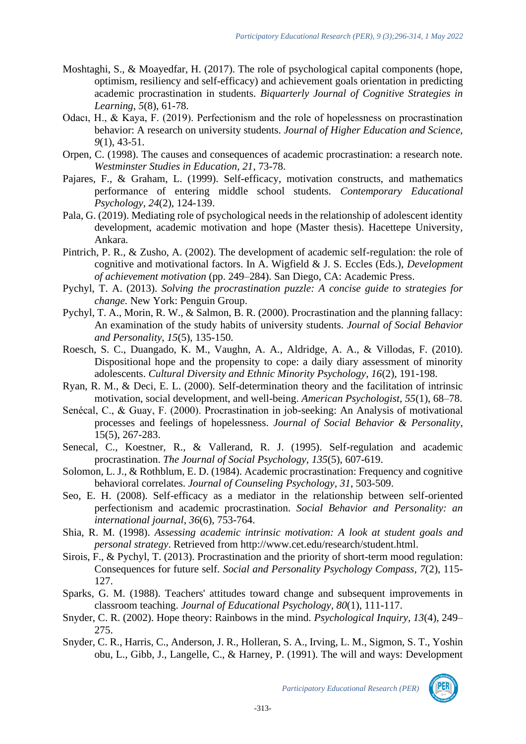Moshtaghi, S., & Moayedfar, H. (2017). The role of psychological capital components (hope, optimism, resiliency and self-efficacy) and achievement goals orientation in predicting academic procrastination in students. *Biquarterly Journal of Cognitive Strategies in Learning*, *5*(8), 61-78.

Odacı, H., & Kaya, F. (2019). Perfectionism and the role of hopelessness on procrastination behavior: A research on university students. *Journal of Higher Education and Science, 9*(1), 43-51.

Orpen, C. (1998). The causes and consequences of academic procrastination: a research note. *Westminster Studies in Education, 21*, 73-78.

Pajares, F., & Graham, L. (1999). Self-efficacy, motivation constructs, and mathematics performance of entering middle school students. *Contemporary Educational Psychology*, *24*(2), 124-139.

Pala, G. (2019). Mediating role of psychological needs in the relationship of adolescent identity development, academic motivation and hope (Master thesis). Hacettepe University, Ankara.

Pintrich, P. R., & Zusho, A. (2002). The development of academic self-regulation: the role of cognitive and motivational factors. In A. Wigfield & J. S. Eccles (Eds.), *Development of achievement motivation* (pp. 249–284). San Diego, CA: Academic Press.

Pychyl, T. A. (2013). *Solving the procrastination puzzle: A concise guide to strategies for change.* New York: Penguin Group.

Pychyl, T. A., Morin, R. W., & Salmon, B. R. (2000). Procrastination and the planning fallacy: An examination of the study habits of university students. *Journal of Social Behavior and Personality, 15*(5), 135-150.

Roesch, S. C., Duangado, K. M., Vaughn, A. A., Aldridge, A. A., & Villodas, F. (2010). Dispositional hope and the propensity to cope: a daily diary assessment of minority adolescents. *Cultural Diversity and Ethnic Minority Psychology*, *16*(2), 191-198.

Ryan, R. M., & Deci, E. L. (2000). Self-determination theory and the facilitation of intrinsic motivation, social development, and well-being. *American Psychologist, 55*(1), 68–78.

Senécal, C., & Guay, F. (2000). Procrastination in job-seeking: An Analysis of motivational processes and feelings of hopelessness. *Journal of Social Behavior & Personality*, 15(5), 267-283.

Senecal, C., Koestner, R., & Vallerand, R. J. (1995). Self-regulation and academic procrastination. *The Journal of Social Psychology*, *135*(5), 607-619.

Solomon, L. J., & Rothblum, E. D. (1984). Academic procrastination: Frequency and cognitive behavioral correlates. *Journal of Counseling Psychology, 31*, 503-509.

Seo, E. H. (2008). Self-efficacy as a mediator in the relationship between self-oriented perfectionism and academic procrastination. *Social Behavior and Personality: an international journal*, *36*(6), 753-764.

Shia, R. M. (1998). *Assessing academic intrinsic motivation: A look at student goals and personal strategy*. Retrieved from http://www.cet.edu/research/student.html.

Sirois, F., & Pychyl, T. (2013). Procrastination and the priority of short-term mood regulation: Consequences for future self. *Social and Personality Psychology Compass*, *7*(2), 115-127.

Sparks, G. M. (1988). Teachers' attitudes toward change and subsequent improvements in classroom teaching. *Journal of Educational Psychology, 80*(1), 111-117.

Snyder, C. R. (2002). Hope theory: Rainbows in the mind. *Psychological Inquiry*, *13*(4), 249–275.

Snyder, C. R., Harris, C., Anderson, J. R., Holleran, S. A., Irving, L. M., Sigmon, S. T., Yoshinobu, L., Gibb, J., Langelle, C., & Harney, P. (1991). The will and ways: Development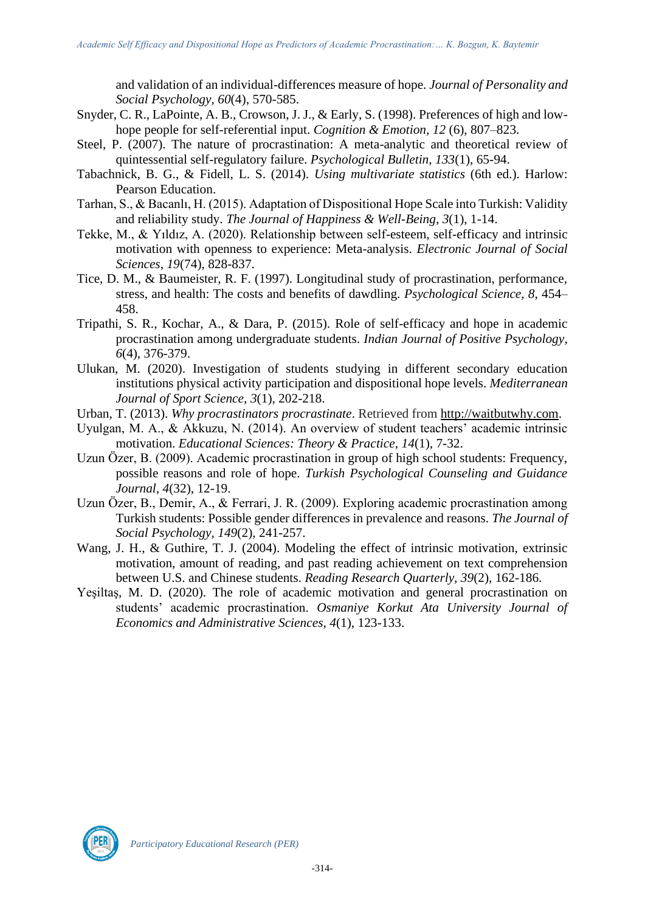and validation of an individual-differences measure of hope. *Journal of Personality and Social Psychology*, *60*(4), 570-585.

Snyder, C. R., LaPointe, A. B., Crowson, J. J., & Early, S. (1998). Preferences of high and low-hope people for self-referential input. *Cognition & Emotion, 12* (6), 807–823.

Steel, P. (2007). The nature of procrastination: A meta-analytic and theoretical review of quintessential self-regulatory failure. *Psychological Bulletin, 133*(1), 65-94.

Tabachnick, B. G., & Fidell, L. S. (2014). *Using multivariate statistics* (6th ed.). Harlow: Pearson Education.

Tarhan, S., & Bacanlı, H. (2015). Adaptation of Dispositional Hope Scale into Turkish: Validity and reliability study. *The Journal of Happiness & Well-Being*, *3*(1), 1-14.

Tekke, M., & Yıldız, A. (2020). Relationship between self-esteem, self-efficacy and intrinsic motivation with openness to experience: Meta-analysis. *Electronic Journal of Social Sciences*, *19*(74), 828-837.

Tice, D. M., & Baumeister, R. F. (1997). Longitudinal study of procrastination, performance, stress, and health: The costs and benefits of dawdling. *Psychological Science, 8*, 454–458.

Tripathi, S. R., Kochar, A., & Dara, P. (2015). Role of self-efficacy and hope in academic procrastination among undergraduate students. *Indian Journal of Positive Psychology*, *6*(4), 376-379.

Ulukan, M. (2020). Investigation of students studying in different secondary education institutions physical activity participation and dispositional hope levels. *Mediterranean Journal of Sport Science*, *3*(1), 202-218.

Urban, T. (2013). *Why procrastinators procrastinate*. Retrieved from http://waitbutwhy.com.

Uyulgan, M. A., & Akkuzu, N. (2014). An overview of student teachers' academic intrinsic motivation. *Educational Sciences: Theory & Practice*, *14*(1), 7-32.

Uzun Özer, B. (2009). Academic procrastination in group of high school students: Frequency, possible reasons and role of hope. *Turkish Psychological Counseling and Guidance Journal*, *4*(32), 12-19.

Uzun Özer, B., Demir, A., & Ferrari, J. R. (2009). Exploring academic procrastination among Turkish students: Possible gender differences in prevalence and reasons. *The Journal of Social Psychology*, *149*(2), 241-257.

Wang, J. H., & Guthire, T. J. (2004). Modeling the effect of intrinsic motivation, extrinsic motivation, amount of reading, and past reading achievement on text comprehension between U.S. and Chinese students. *Reading Research Quarterly, 39*(2), 162-186.

Yeşiltaş, M. D. (2020). The role of academic motivation and general procrastination on students' academic procrastination. *Osmaniye Korkut Ata University Journal of Economics and Administrative Sciences*, *4*(1), 123-133.